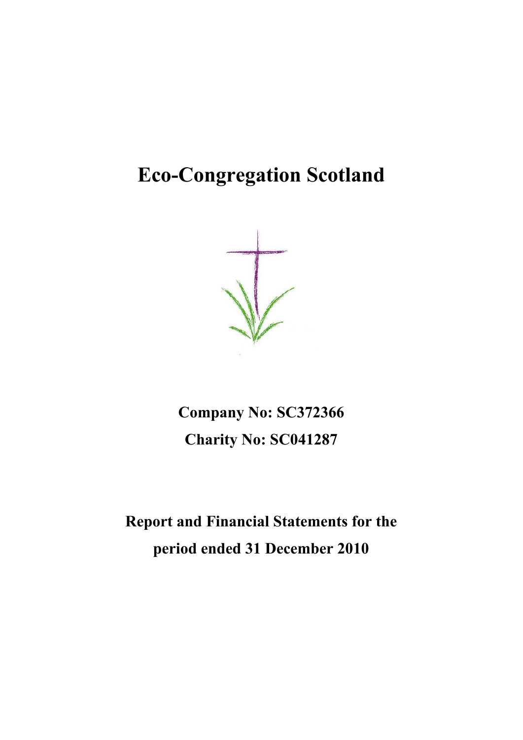# Eco-Congregation Scotland

**Company No: SC372366**

**Charity No: SC041287**

**Report and Financial Statements for the period ended 31 December 2010**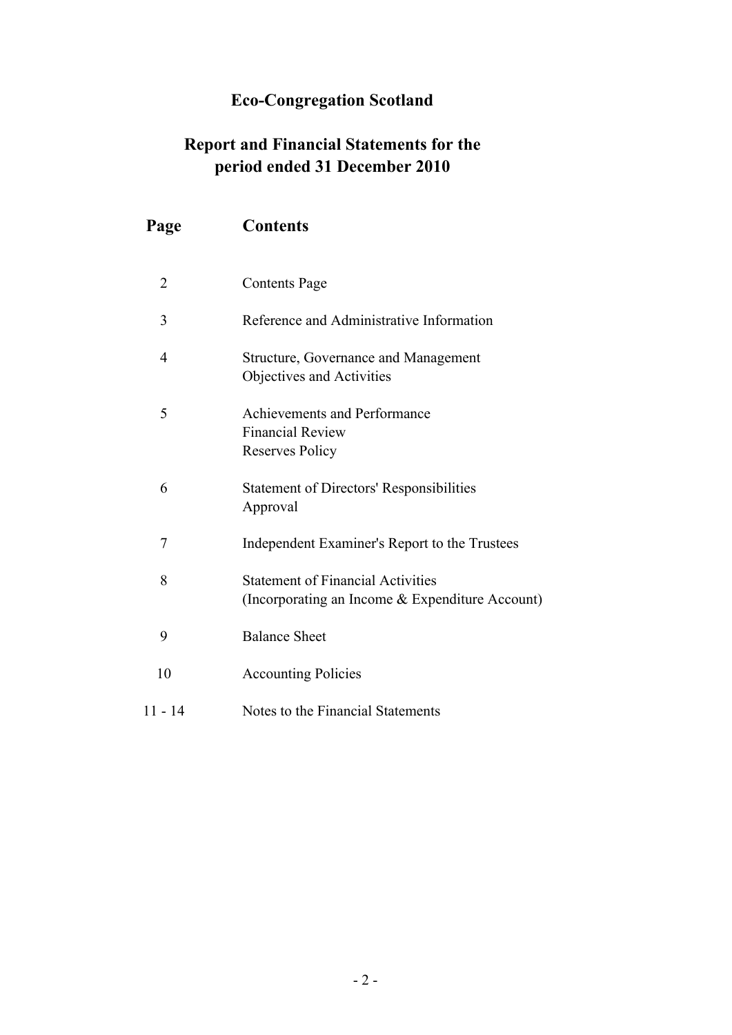# Eco-Congregation Scotland

## Report and Financial Statements for the period ended 31 December 2010

| Page | Contents |
|---|---|
| 2 | Contents Page |
| 3 | Reference and Administrative Information |
| 4 | Structure, Governance and Management<br>Objectives and Activities |
| 5 | Achievements and Performance<br>Financial Review<br>Reserves Policy |
| 6 | Statement of Directors' Responsibilities<br>Approval |
| 7 | Independent Examiner's Report to the Trustees |
| 8 | Statement of Financial Activities<br>(Incorporating an Income & Expenditure Account) |
| 9 | Balance Sheet |
| 10 | Accounting Policies |
| 11 - 14 | Notes to the Financial Statements |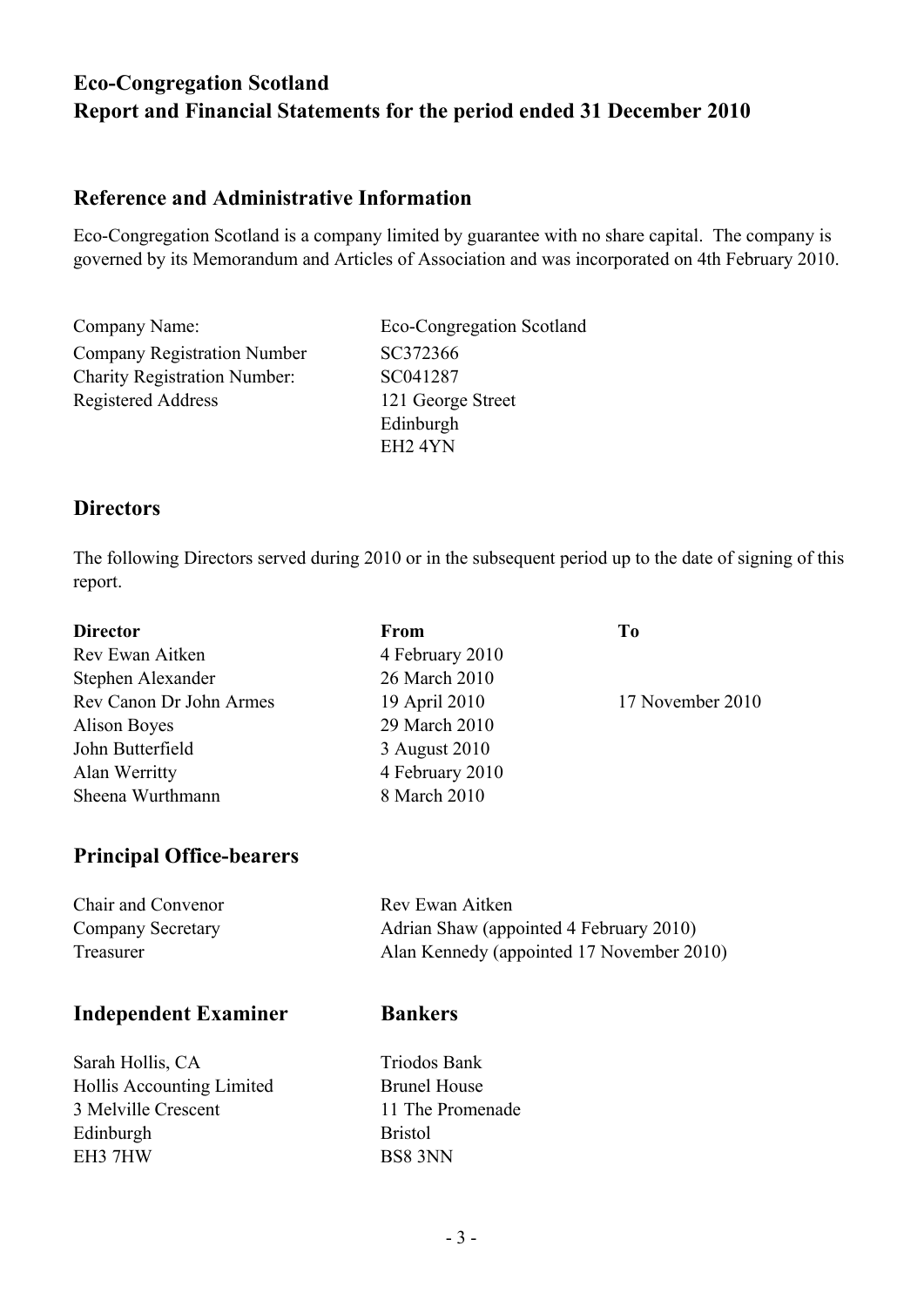# Eco-Congregation Scotland
# Report and Financial Statements for the period ended 31 December 2010

## Reference and Administrative Information

Eco-Congregation Scotland is a company limited by guarantee with no share capital. The company is governed by its Memorandum and Articles of Association and was incorporated on 4th February 2010.

| | |
|---|---|
| Company Name: | Eco-Congregation Scotland |
| Company Registration Number | SC372366 |
| Charity Registration Number: | SC041287 |
| Registered Address | 121 George Street<br>Edinburgh<br>EH2 4YN |

## Directors

The following Directors served during 2010 or in the subsequent period up to the date of signing of this report.

| Director | From | To |
|---|---|---|
| Rev Ewan Aitken | 4 February 2010 | |
| Stephen Alexander | 26 March 2010 | |
| Rev Canon Dr John Armes | 19 April 2010 | 17 November 2010 |
| Alison Boyes | 29 March 2010 | |
| John Butterfield | 3 August 2010 | |
| Alan Werritty | 4 February 2010 | |
| Sheena Wurthmann | 8 March 2010 | |

## Principal Office-bearers

| | |
|---|---|
| Chair and Convenor | Rev Ewan Aitken |
| Company Secretary | Adrian Shaw (appointed 4 February 2010) |
| Treasurer | Alan Kennedy (appointed 17 November 2010) |

## Independent Examiner

Sarah Hollis, CA
Hollis Accounting Limited
3 Melville Crescent
Edinburgh
EH3 7HW

## Bankers

Triodos Bank
Brunel House
11 The Promenade
Bristol
BS8 3NN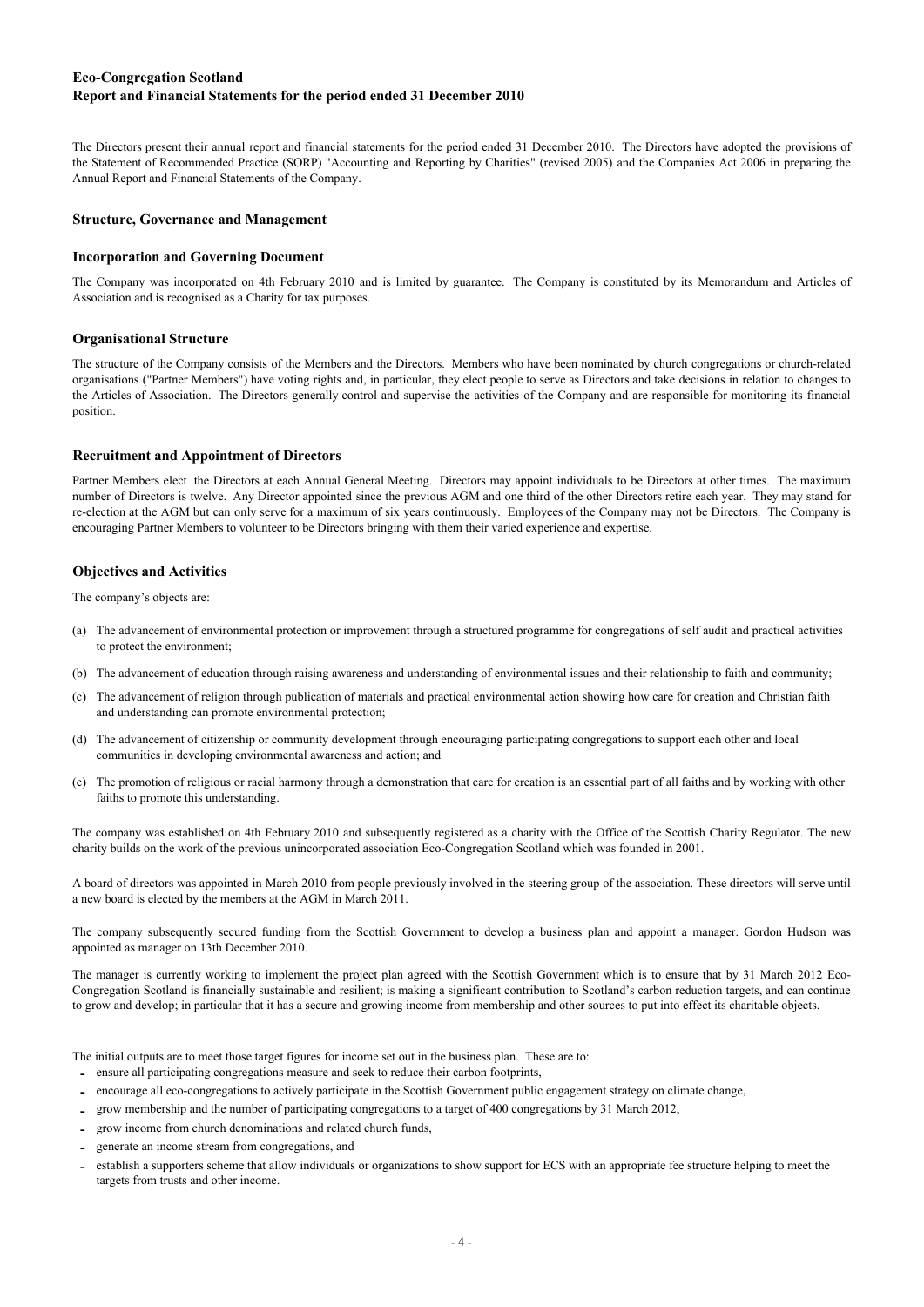**Eco-Congregation Scotland**
**Report and Financial Statements for the period ended 31 December 2010**

The Directors present their annual report and financial statements for the period ended 31 December 2010. The Directors have adopted the provisions of the Statement of Recommended Practice (SORP) "Accounting and Reporting by Charities" (revised 2005) and the Companies Act 2006 in preparing the Annual Report and Financial Statements of the Company.

## Structure, Governance and Management

### Incorporation and Governing Document

The Company was incorporated on 4th February 2010 and is limited by guarantee. The Company is constituted by its Memorandum and Articles of Association and is recognised as a Charity for tax purposes.

### Organisational Structure

The structure of the Company consists of the Members and the Directors. Members who have been nominated by church congregations or church-related organisations ("Partner Members") have voting rights and, in particular, they elect people to serve as Directors and take decisions in relation to changes to the Articles of Association. The Directors generally control and supervise the activities of the Company and are responsible for monitoring its financial position.

### Recruitment and Appointment of Directors

Partner Members elect the Directors at each Annual General Meeting. Directors may appoint individuals to be Directors at other times. The maximum number of Directors is twelve. Any Director appointed since the previous AGM and one third of the other Directors retire each year. They may stand for re-election at the AGM but can only serve for a maximum of six years continuously. Employees of the Company may not be Directors. The Company is encouraging Partner Members to volunteer to be Directors bringing with them their varied experience and expertise.

## Objectives and Activities

The company's objects are:

(a) The advancement of environmental protection or improvement through a structured programme for congregations of self audit and practical activities to protect the environment;

(b) The advancement of education through raising awareness and understanding of environmental issues and their relationship to faith and community;

(c) The advancement of religion through publication of materials and practical environmental action showing how care for creation and Christian faith and understanding can promote environmental protection;

(d) The advancement of citizenship or community development through encouraging participating congregations to support each other and local communities in developing environmental awareness and action; and

(e) The promotion of religious or racial harmony through a demonstration that care for creation is an essential part of all faiths and by working with other faiths to promote this understanding.

The company was established on 4th February 2010 and subsequently registered as a charity with the Office of the Scottish Charity Regulator. The new charity builds on the work of the previous unincorporated association Eco-Congregation Scotland which was founded in 2001.

A board of directors was appointed in March 2010 from people previously involved in the steering group of the association. These directors will serve until a new board is elected by the members at the AGM in March 2011.

The company subsequently secured funding from the Scottish Government to develop a business plan and appoint a manager. Gordon Hudson was appointed as manager on 13th December 2010.

The manager is currently working to implement the project plan agreed with the Scottish Government which is to ensure that by 31 March 2012 Eco-Congregation Scotland is financially sustainable and resilient; is making a significant contribution to Scotland's carbon reduction targets, and can continue to grow and develop; in particular that it has a secure and growing income from membership and other sources to put into effect its charitable objects.

The initial outputs are to meet those target figures for income set out in the business plan. These are to:

- ensure all participating congregations measure and seek to reduce their carbon footprints,
- encourage all eco-congregations to actively participate in the Scottish Government public engagement strategy on climate change,
- grow membership and the number of participating congregations to a target of 400 congregations by 31 March 2012,
- grow income from church denominations and related church funds,
- generate an income stream from congregations, and
- establish a supporters scheme that allow individuals or organizations to show support for ECS with an appropriate fee structure helping to meet the targets from trusts and other income.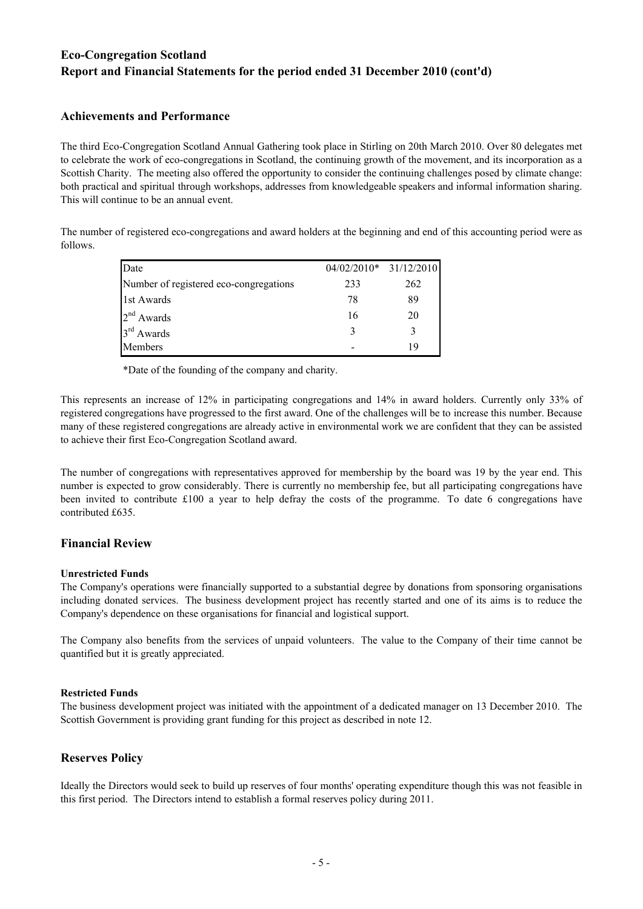# Eco-Congregation Scotland
## Report and Financial Statements for the period ended 31 December 2010 (cont'd)

## Achievements and Performance

The third Eco-Congregation Scotland Annual Gathering took place in Stirling on 20th March 2010. Over 80 delegates met to celebrate the work of eco-congregations in Scotland, the continuing growth of the movement, and its incorporation as a Scottish Charity. The meeting also offered the opportunity to consider the continuing challenges posed by climate change: both practical and spiritual through workshops, addresses from knowledgeable speakers and informal information sharing. This will continue to be an annual event.

The number of registered eco-congregations and award holders at the beginning and end of this accounting period were as follows.

| Date | 04/02/2010* | 31/12/2010 |
|---|---|---|
| Number of registered eco-congregations | 233 | 262 |
| 1st Awards | 78 | 89 |
| 2nd Awards | 16 | 20 |
| 3rd Awards | 3 | 3 |
| Members | - | 19 |

*Date of the founding of the company and charity.

This represents an increase of 12% in participating congregations and 14% in award holders. Currently only 33% of registered congregations have progressed to the first award. One of the challenges will be to increase this number. Because many of these registered congregations are already active in environmental work we are confident that they can be assisted to achieve their first Eco-Congregation Scotland award.

The number of congregations with representatives approved for membership by the board was 19 by the year end. This number is expected to grow considerably. There is currently no membership fee, but all participating congregations have been invited to contribute £100 a year to help defray the costs of the programme. To date 6 congregations have contributed £635.

## Financial Review

### Unrestricted Funds

The Company's operations were financially supported to a substantial degree by donations from sponsoring organisations including donated services. The business development project has recently started and one of its aims is to reduce the Company's dependence on these organisations for financial and logistical support.

The Company also benefits from the services of unpaid volunteers. The value to the Company of their time cannot be quantified but it is greatly appreciated.

### Restricted Funds

The business development project was initiated with the appointment of a dedicated manager on 13 December 2010. The Scottish Government is providing grant funding for this project as described in note 12.

## Reserves Policy

Ideally the Directors would seek to build up reserves of four months' operating expenditure though this was not feasible in this first period. The Directors intend to establish a formal reserves policy during 2011.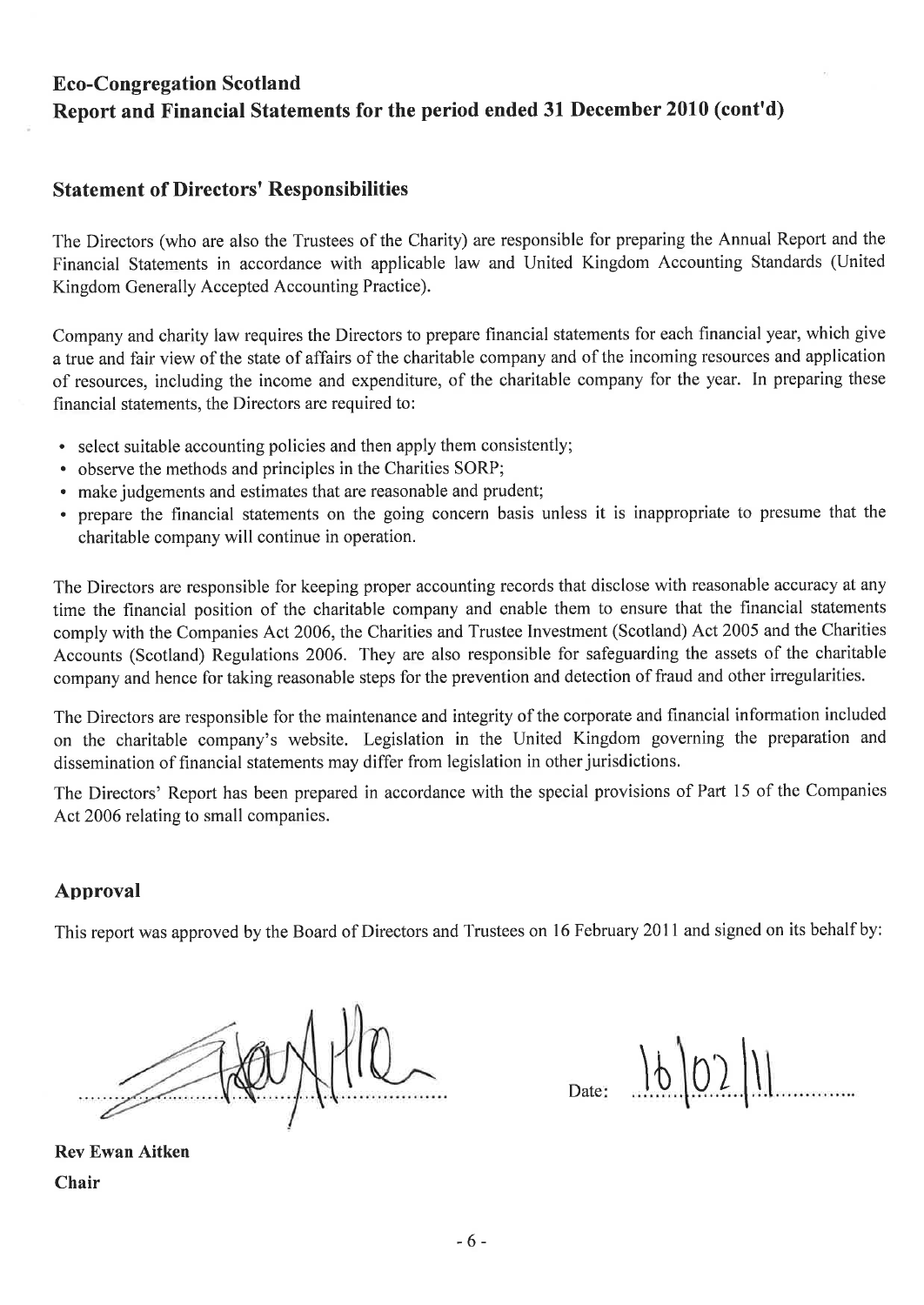## Eco-Congregation Scotland
## Report and Financial Statements for the period ended 31 December 2010 (cont'd)

### Statement of Directors' Responsibilities

The Directors (who are also the Trustees of the Charity) are responsible for preparing the Annual Report and the Financial Statements in accordance with applicable law and United Kingdom Accounting Standards (United Kingdom Generally Accepted Accounting Practice).

Company and charity law requires the Directors to prepare financial statements for each financial year, which give a true and fair view of the state of affairs of the charitable company and of the incoming resources and application of resources, including the income and expenditure, of the charitable company for the year. In preparing these financial statements, the Directors are required to:

- select suitable accounting policies and then apply them consistently;
- observe the methods and principles in the Charities SORP;
- make judgements and estimates that are reasonable and prudent;
- prepare the financial statements on the going concern basis unless it is inappropriate to presume that the charitable company will continue in operation.

The Directors are responsible for keeping proper accounting records that disclose with reasonable accuracy at any time the financial position of the charitable company and enable them to ensure that the financial statements comply with the Companies Act 2006, the Charities and Trustee Investment (Scotland) Act 2005 and the Charities Accounts (Scotland) Regulations 2006. They are also responsible for safeguarding the assets of the charitable company and hence for taking reasonable steps for the prevention and detection of fraud and other irregularities.

The Directors are responsible for the maintenance and integrity of the corporate and financial information included on the charitable company's website. Legislation in the United Kingdom governing the preparation and dissemination of financial statements may differ from legislation in other jurisdictions.

The Directors' Report has been prepared in accordance with the special provisions of Part 15 of the Companies Act 2006 relating to small companies.

### Approval

This report was approved by the Board of Directors and Trustees on 16 February 2011 and signed on its behalf by:

Date: 16/02/11

**Rev Ewan Aitken**
**Chair**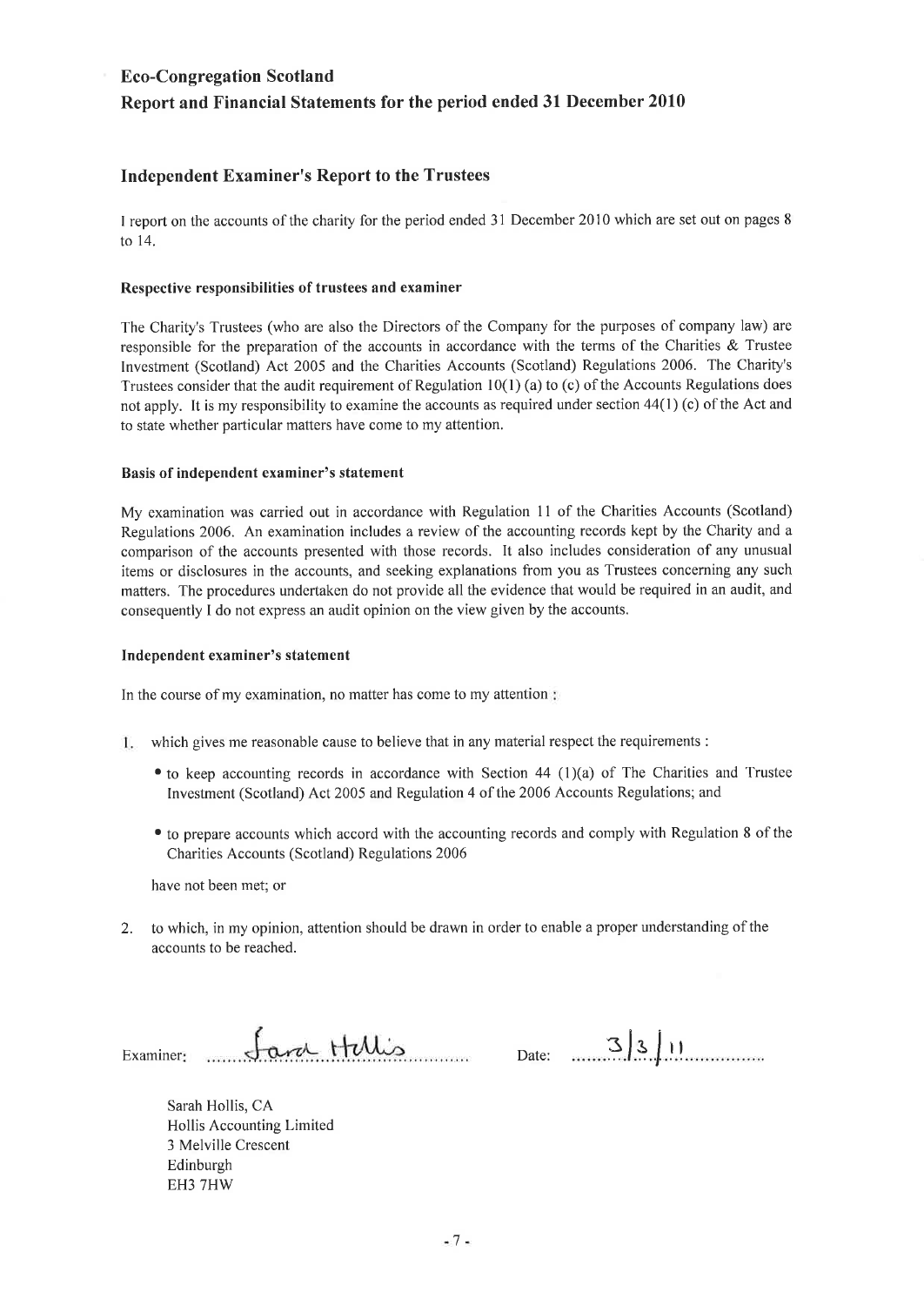# Eco-Congregation Scotland

## Report and Financial Statements for the period ended 31 December 2010

### Independent Examiner's Report to the Trustees

I report on the accounts of the charity for the period ended 31 December 2010 which are set out on pages 8 to 14.

#### Respective responsibilities of trustees and examiner

The Charity's Trustees (who are also the Directors of the Company for the purposes of company law) are responsible for the preparation of the accounts in accordance with the terms of the Charities & Trustee Investment (Scotland) Act 2005 and the Charities Accounts (Scotland) Regulations 2006. The Charity's Trustees consider that the audit requirement of Regulation 10(1) (a) to (c) of the Accounts Regulations does not apply. It is my responsibility to examine the accounts as required under section 44(1) (c) of the Act and to state whether particular matters have come to my attention.

#### Basis of independent examiner's statement

My examination was carried out in accordance with Regulation 11 of the Charities Accounts (Scotland) Regulations 2006. An examination includes a review of the accounting records kept by the Charity and a comparison of the accounts presented with those records. It also includes consideration of any unusual items or disclosures in the accounts, and seeking explanations from you as Trustees concerning any such matters. The procedures undertaken do not provide all the evidence that would be required in an audit, and consequently I do not express an audit opinion on the view given by the accounts.

#### Independent examiner's statement

In the course of my examination, no matter has come to my attention :

1. which gives me reasonable cause to believe that in any material respect the requirements :

   - to keep accounting records in accordance with Section 44 (1)(a) of The Charities and Trustee Investment (Scotland) Act 2005 and Regulation 4 of the 2006 Accounts Regulations; and

   - to prepare accounts which accord with the accounting records and comply with Regulation 8 of the Charities Accounts (Scotland) Regulations 2006

   have not been met; or

2. to which, in my opinion, attention should be drawn in order to enable a proper understanding of the accounts to be reached.

Examiner: Sarah Hollis &nbsp;&nbsp;&nbsp;&nbsp; Date: 3/3/11

Sarah Hollis, CA
Hollis Accounting Limited
3 Melville Crescent
Edinburgh
EH3 7HW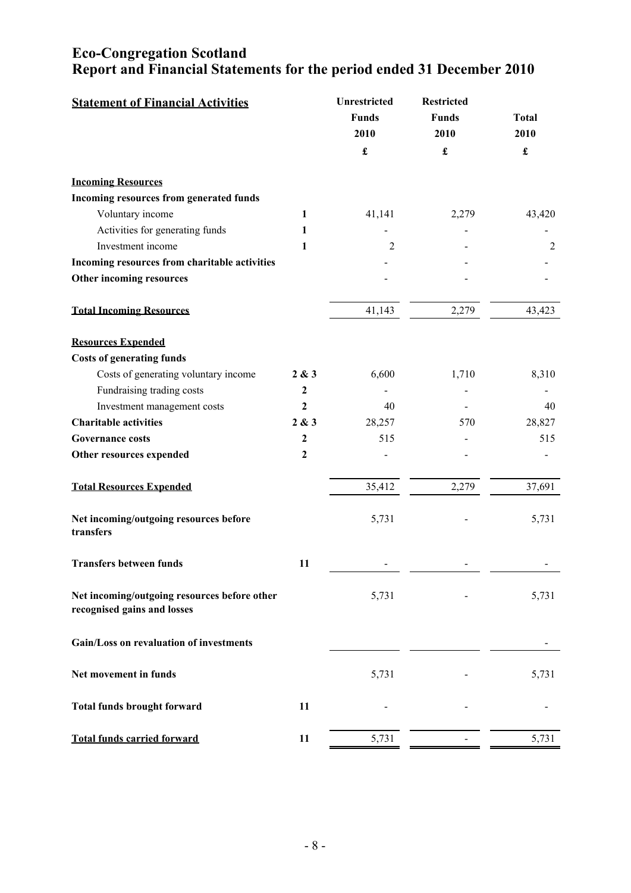# Eco-Congregation Scotland
## Report and Financial Statements for the period ended 31 December 2010

| **Statement of Financial Activities** | | **Unrestricted Funds 2010** | **Restricted Funds 2010** | **Total 2010** |
|---|---|---|---|---|
| | | **£** | **£** | **£** |
| **Incoming Resources** | | | | |
| **Incoming resources from generated funds** | | | | |
| Voluntary income | **1** | 41,141 | 2,279 | 43,420 |
| Activities for generating funds | **1** | - | - | - |
| Investment income | **1** | 2 | - | 2 |
| **Incoming resources from charitable activities** | | - | - | - |
| **Other incoming resources** | | - | - | - |
| **Total Incoming Resources** | | 41,143 | 2,279 | 43,423 |
| **Resources Expended** | | | | |
| **Costs of generating funds** | | | | |
| Costs of generating voluntary income | **2 & 3** | 6,600 | 1,710 | 8,310 |
| Fundraising trading costs | **2** | - | - | - |
| Investment management costs | **2** | 40 | - | 40 |
| **Charitable activities** | **2 & 3** | 28,257 | 570 | 28,827 |
| **Governance costs** | **2** | 515 | - | 515 |
| **Other resources expended** | **2** | - | - | - |
| **Total Resources Expended** | | 35,412 | 2,279 | 37,691 |
| **Net incoming/outgoing resources before transfers** | | 5,731 | - | 5,731 |
| **Transfers between funds** | **11** | - | - | - |
| **Net incoming/outgoing resources before other recognised gains and losses** | | 5,731 | - | 5,731 |
| **Gain/Loss on revaluation of investments** | | | | - |
| **Net movement in funds** | | 5,731 | - | 5,731 |
| **Total funds brought forward** | **11** | - | - | - |
| **Total funds carried forward** | **11** | 5,731 | - | 5,731 |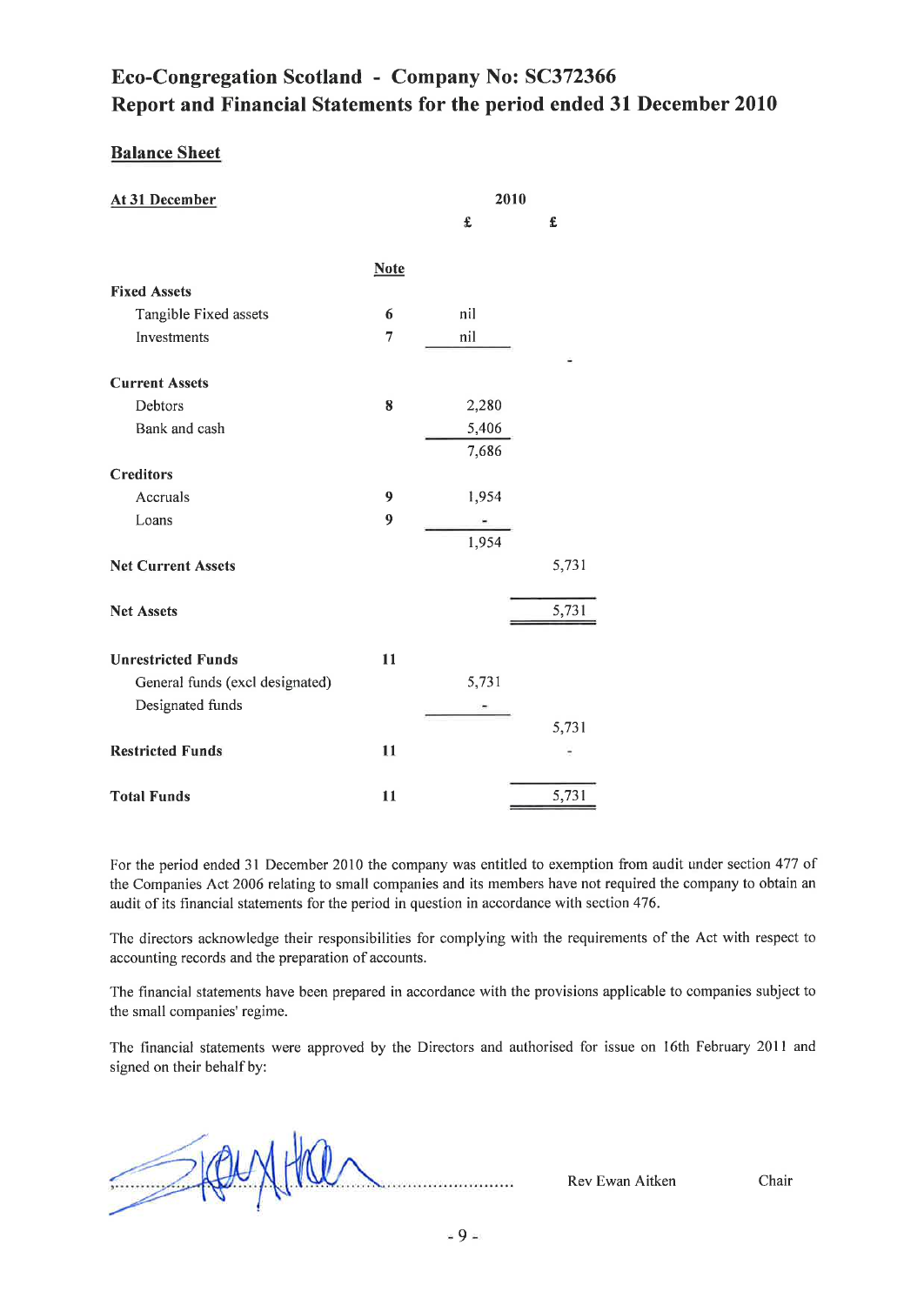# Eco-Congregation Scotland - Company No: SC372366
# Report and Financial Statements for the period ended 31 December 2010

## Balance Sheet

| At 31 December | Note | 2010 £ | £ |
|---|---|---|---|
| **Fixed Assets** | | | |
| Tangible Fixed assets | 6 | nil | |
| Investments | 7 | nil | |
| | | | - |
| **Current Assets** | | | |
| Debtors | 8 | 2,280 | |
| Bank and cash | | 5,406 | |
| | | 7,686 | |
| **Creditors** | | | |
| Accruals | 9 | 1,954 | |
| Loans | 9 | - | |
| | | 1,954 | |
| **Net Current Assets** | | | 5,731 |
| **Net Assets** | | | 5,731 |
| **Unrestricted Funds** | 11 | | |
| General funds (excl designated) | | 5,731 | |
| Designated funds | | - | |
| | | | 5,731 |
| **Restricted Funds** | 11 | | - |
| **Total Funds** | 11 | | 5,731 |

For the period ended 31 December 2010 the company was entitled to exemption from audit under section 477 of the Companies Act 2006 relating to small companies and its members have not required the company to obtain an audit of its financial statements for the period in question in accordance with section 476.

The directors acknowledge their responsibilities for complying with the requirements of the Act with respect to accounting records and the preparation of accounts.

The financial statements have been prepared in accordance with the provisions applicable to companies subject to the small companies' regime.

The financial statements were approved by the Directors and authorised for issue on 16th February 2011 and signed on their behalf by:

Rev Ewan Aitken — Chair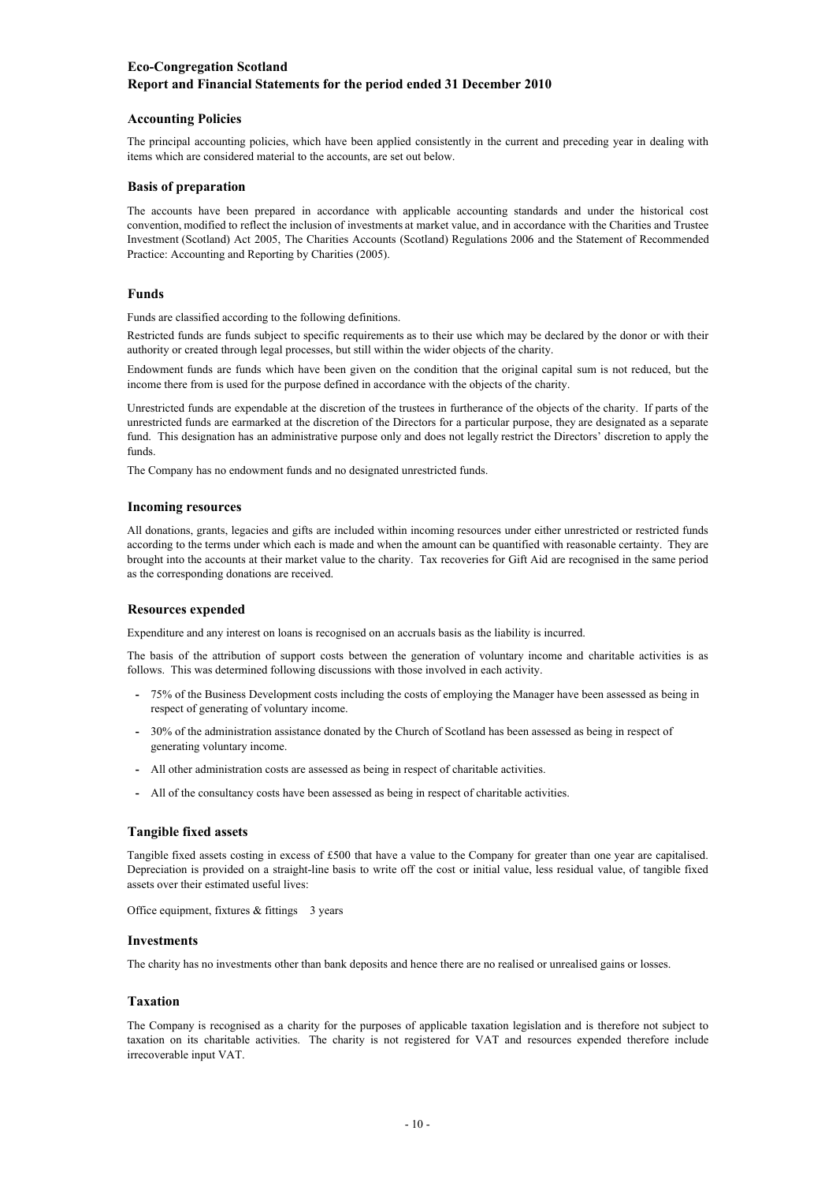## Accounting Policies

The principal accounting policies, which have been applied consistently in the current and preceding year in dealing with items which are considered material to the accounts, are set out below.

## Basis of preparation

The accounts have been prepared in accordance with applicable accounting standards and under the historical cost convention, modified to reflect the inclusion of investments at market value, and in accordance with the Charities and Trustee Investment (Scotland) Act 2005, The Charities Accounts (Scotland) Regulations 2006 and the Statement of Recommended Practice: Accounting and Reporting by Charities (2005).

## Funds

Funds are classified according to the following definitions.

Restricted funds are funds subject to specific requirements as to their use which may be declared by the donor or with their authority or created through legal processes, but still within the wider objects of the charity.

Endowment funds are funds which have been given on the condition that the original capital sum is not reduced, but the income there from is used for the purpose defined in accordance with the objects of the charity.

Unrestricted funds are expendable at the discretion of the trustees in furtherance of the objects of the charity. If parts of the unrestricted funds are earmarked at the discretion of the Directors for a particular purpose, they are designated as a separate fund. This designation has an administrative purpose only and does not legally restrict the Directors' discretion to apply the funds.

The Company has no endowment funds and no designated unrestricted funds.

## Incoming resources

All donations, grants, legacies and gifts are included within incoming resources under either unrestricted or restricted funds according to the terms under which each is made and when the amount can be quantified with reasonable certainty. They are brought into the accounts at their market value to the charity. Tax recoveries for Gift Aid are recognised in the same period as the corresponding donations are received.

## Resources expended

Expenditure and any interest on loans is recognised on an accruals basis as the liability is incurred.

The basis of the attribution of support costs between the generation of voluntary income and charitable activities is as follows. This was determined following discussions with those involved in each activity.

- 75% of the Business Development costs including the costs of employing the Manager have been assessed as being in respect of generating of voluntary income.
- 30% of the administration assistance donated by the Church of Scotland has been assessed as being in respect of generating voluntary income.
- All other administration costs are assessed as being in respect of charitable activities.
- All of the consultancy costs have been assessed as being in respect of charitable activities.

## Tangible fixed assets

Tangible fixed assets costing in excess of £500 that have a value to the Company for greater than one year are capitalised. Depreciation is provided on a straight-line basis to write off the cost or initial value, less residual value, of tangible fixed assets over their estimated useful lives:

Office equipment, fixtures & fittings 3 years

## Investments

The charity has no investments other than bank deposits and hence there are no realised or unrealised gains or losses.

## Taxation

The Company is recognised as a charity for the purposes of applicable taxation legislation and is therefore not subject to taxation on its charitable activities. The charity is not registered for VAT and resources expended therefore include irrecoverable input VAT.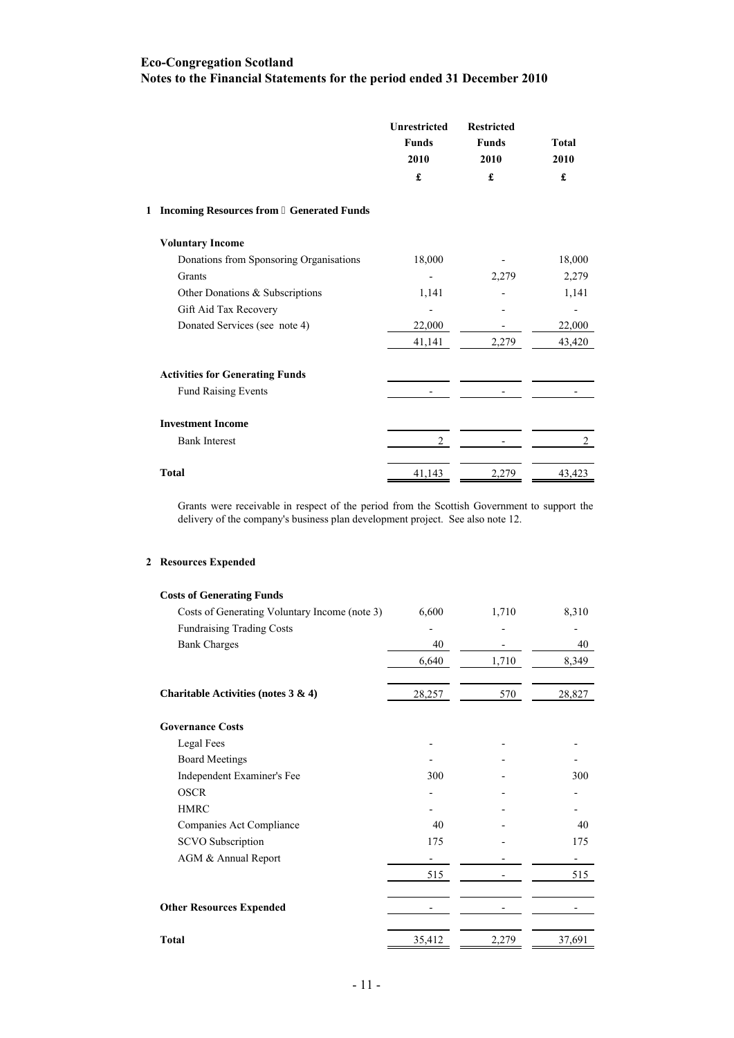**Eco-Congregation Scotland**
**Notes to the Financial Statements for the period ended 31 December 2010**

| | Unrestricted Funds 2010 £ | Restricted Funds 2010 £ | Total 2010 £ |
|---|---|---|---|
| **1 Incoming Resources from Generated Funds** | | | |
| **Voluntary Income** | | | |
| Donations from Sponsoring Organisations | 18,000 | - | 18,000 |
| Grants | - | 2,279 | 2,279 |
| Other Donations & Subscriptions | 1,141 | - | 1,141 |
| Gift Aid Tax Recovery | - | - | - |
| Donated Services (see note 4) | 22,000 | - | 22,000 |
| | 41,141 | 2,279 | 43,420 |
| **Activities for Generating Funds** | | | |
| Fund Raising Events | - | - | - |
| **Investment Income** | | | |
| Bank Interest | 2 | - | 2 |
| **Total** | 41,143 | 2,279 | 43,423 |

Grants were receivable in respect of the period from the Scottish Government to support the delivery of the company's business plan development project. See also note 12.

| | Unrestricted Funds 2010 £ | Restricted Funds 2010 £ | Total 2010 £ |
|---|---|---|---|
| **2 Resources Expended** | | | |
| **Costs of Generating Funds** | | | |
| Costs of Generating Voluntary Income (note 3) | 6,600 | 1,710 | 8,310 |
| Fundraising Trading Costs | - | - | - |
| Bank Charges | 40 | - | 40 |
| | 6,640 | 1,710 | 8,349 |
| **Charitable Activities (notes 3 & 4)** | 28,257 | 570 | 28,827 |
| **Governance Costs** | | | |
| Legal Fees | - | - | - |
| Board Meetings | - | - | - |
| Independent Examiner's Fee | 300 | - | 300 |
| OSCR | - | - | - |
| HMRC | - | - | - |
| Companies Act Compliance | 40 | - | 40 |
| SCVO Subscription | 175 | - | 175 |
| AGM & Annual Report | - | - | - |
| | 515 | - | 515 |
| **Other Resources Expended** | - | - | - |
| **Total** | 35,412 | 2,279 | 37,691 |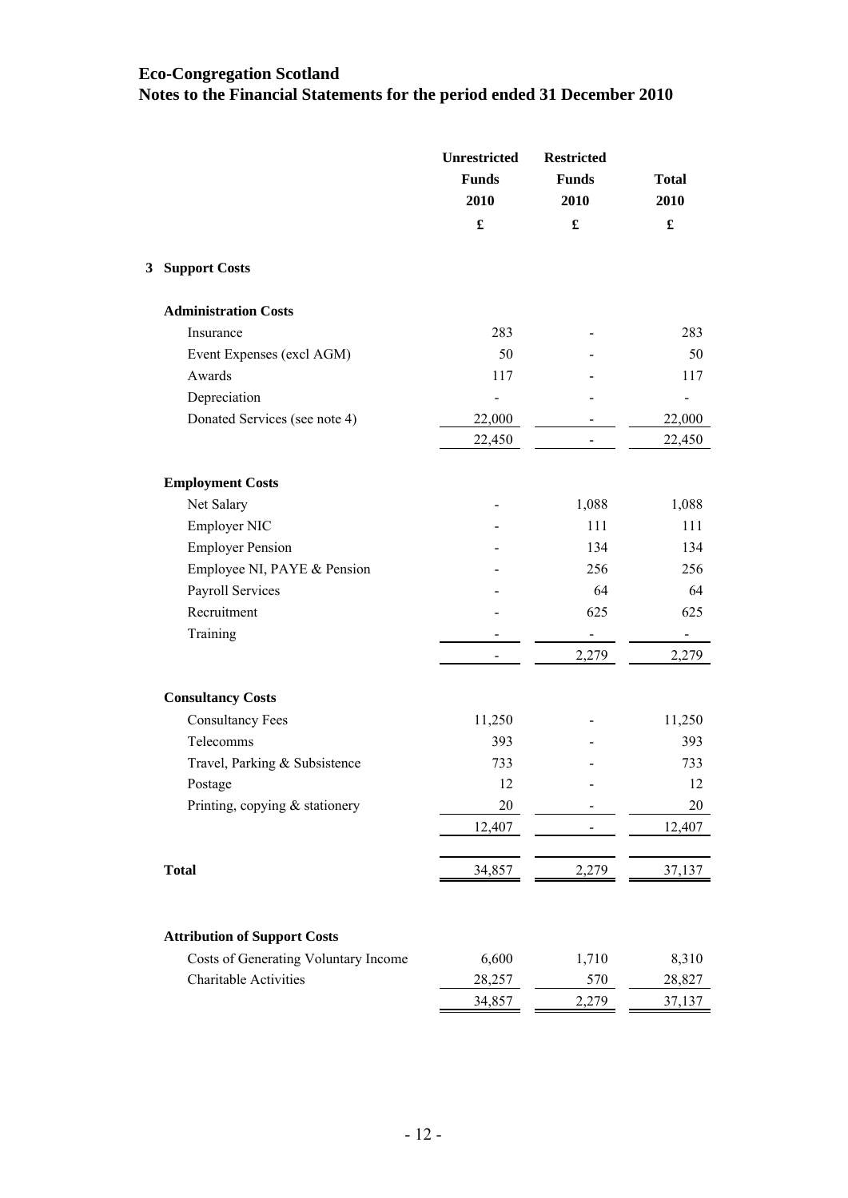# Eco-Congregation Scotland

## Notes to the Financial Statements for the period ended 31 December 2010

| | Unrestricted Funds 2010 £ | Restricted Funds 2010 £ | Total 2010 £ |
|---|---|---|---|
| **3 Support Costs** | | | |
| **Administration Costs** | | | |
| Insurance | 283 | - | 283 |
| Event Expenses (excl AGM) | 50 | - | 50 |
| Awards | 117 | - | 117 |
| Depreciation | - | - | - |
| Donated Services (see note 4) | 22,000 | - | 22,000 |
| | 22,450 | - | 22,450 |
| **Employment Costs** | | | |
| Net Salary | - | 1,088 | 1,088 |
| Employer NIC | - | 111 | 111 |
| Employer Pension | - | 134 | 134 |
| Employee NI, PAYE & Pension | - | 256 | 256 |
| Payroll Services | - | 64 | 64 |
| Recruitment | - | 625 | 625 |
| Training | - | - | - |
| | - | 2,279 | 2,279 |
| **Consultancy Costs** | | | |
| Consultancy Fees | 11,250 | - | 11,250 |
| Telecomms | 393 | - | 393 |
| Travel, Parking & Subsistence | 733 | - | 733 |
| Postage | 12 | - | 12 |
| Printing, copying & stationery | 20 | - | 20 |
| | 12,407 | - | 12,407 |
| **Total** | 34,857 | 2,279 | 37,137 |
| **Attribution of Support Costs** | | | |
| Costs of Generating Voluntary Income | 6,600 | 1,710 | 8,310 |
| Charitable Activities | 28,257 | 570 | 28,827 |
| | 34,857 | 2,279 | 37,137 |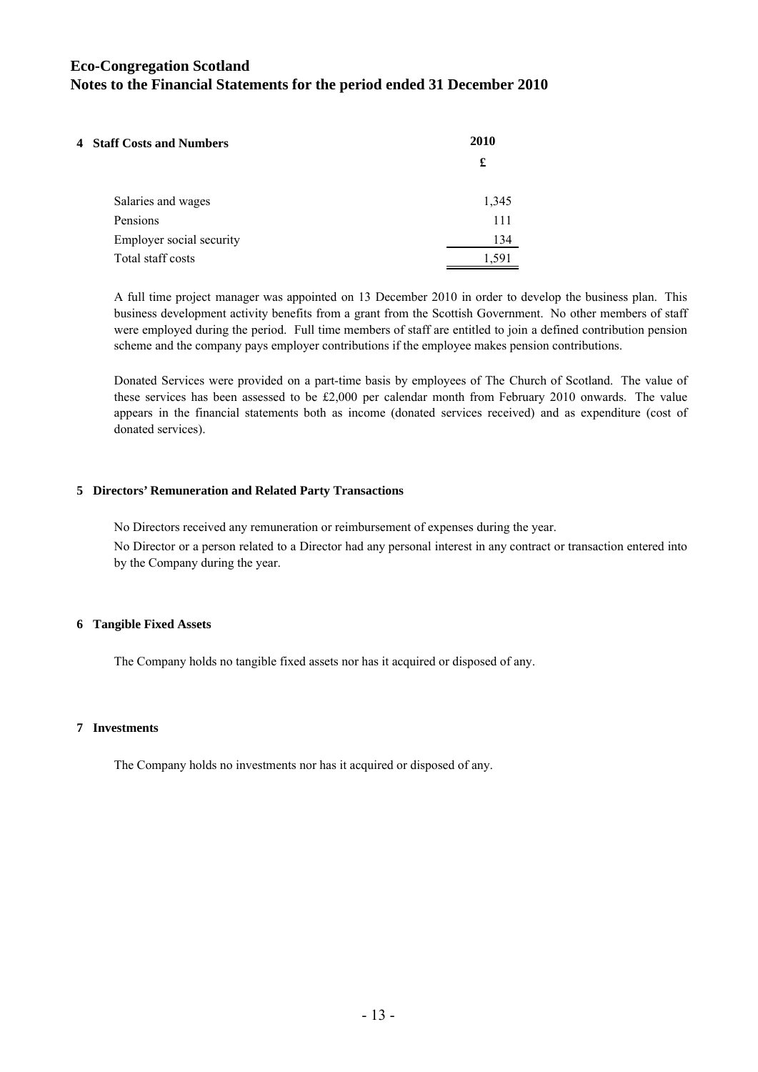# Eco-Congregation Scotland
## Notes to the Financial Statements for the period ended 31 December 2010

### 4 Staff Costs and Numbers

| | 2010 |
|---|---|
| | £ |
| Salaries and wages | 1,345 |
| Pensions | 111 |
| Employer social security | 134 |
| Total staff costs | 1,591 |

A full time project manager was appointed on 13 December 2010 in order to develop the business plan. This business development activity benefits from a grant from the Scottish Government. No other members of staff were employed during the period. Full time members of staff are entitled to join a defined contribution pension scheme and the company pays employer contributions if the employee makes pension contributions.

Donated Services were provided on a part-time basis by employees of The Church of Scotland. The value of these services has been assessed to be £2,000 per calendar month from February 2010 onwards. The value appears in the financial statements both as income (donated services received) and as expenditure (cost of donated services).

### 5 Directors' Remuneration and Related Party Transactions

No Directors received any remuneration or reimbursement of expenses during the year.

No Director or a person related to a Director had any personal interest in any contract or transaction entered into by the Company during the year.

### 6 Tangible Fixed Assets

The Company holds no tangible fixed assets nor has it acquired or disposed of any.

### 7 Investments

The Company holds no investments nor has it acquired or disposed of any.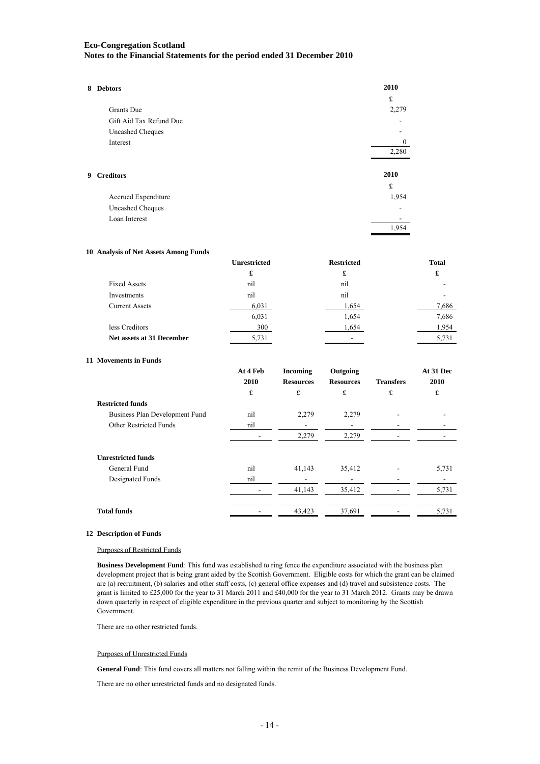**Eco-Congregation Scotland**
**Notes to the Financial Statements for the period ended 31 December 2010**

**8 Debtors**

| | 2010 |
|---|---|
| | £ |
| Grants Due | 2,279 |
| Gift Aid Tax Refund Due | - |
| Uncashed Cheques | - |
| Interest | 0 |
| | 2,280 |

**9 Creditors**

| | 2010 |
|---|---|
| | £ |
| Accrued Expenditure | 1,954 |
| Uncashed Cheques | - |
| Loan Interest | - |
| | 1,954 |

**10 Analysis of Net Assets Among Funds**

| | Unrestricted | Restricted | Total |
|---|---|---|---|
| | £ | £ | £ |
| Fixed Assets | nil | nil | - |
| Investments | nil | nil | - |
| Current Assets | 6,031 | 1,654 | 7,686 |
| | 6,031 | 1,654 | 7,686 |
| less Creditors | 300 | 1,654 | 1,954 |
| **Net assets at 31 December** | 5,731 | - | 5,731 |

**11 Movements in Funds**

| | At 4 Feb 2010 | Incoming Resources | Outgoing Resources | Transfers | At 31 Dec 2010 |
|---|---|---|---|---|---|
| | £ | £ | £ | £ | £ |
| **Restricted funds** | | | | | |
| Business Plan Development Fund | nil | 2,279 | 2,279 | - | - |
| Other Restricted Funds | nil | - | - | - | - |
| | - | 2,279 | 2,279 | - | - |
| **Unrestricted funds** | | | | | |
| General Fund | nil | 41,143 | 35,412 | - | 5,731 |
| Designated Funds | nil | - | - | - | - |
| | - | 41,143 | 35,412 | - | 5,731 |
| **Total funds** | - | 43,423 | 37,691 | - | 5,731 |

**12 Description of Funds**

Purposes of Restricted Funds

**Business Development Fund**: This fund was established to ring fence the expenditure associated with the business plan development project that is being grant aided by the Scottish Government. Eligible costs for which the grant can be claimed are (a) recruitment, (b) salaries and other staff costs, (c) general office expenses and (d) travel and subsistence costs. The grant is limited to £25,000 for the year to 31 March 2011 and £40,000 for the year to 31 March 2012. Grants may be drawn down quarterly in respect of eligible expenditure in the previous quarter and subject to monitoring by the Scottish Government.

There are no other restricted funds.

Purposes of Unrestricted Funds

**General Fund**: This fund covers all matters not falling within the remit of the Business Development Fund.

There are no other unrestricted funds and no designated funds.